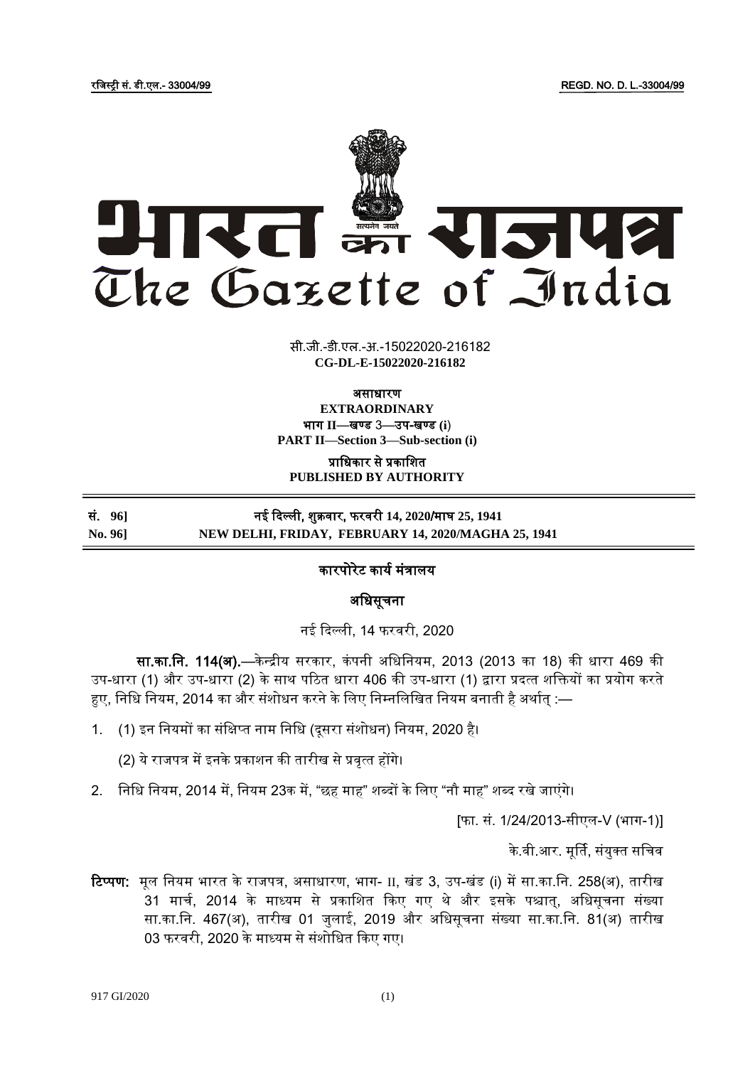रजिस्ट्री सं. डी.एल.- 33004/99 REGD. NO. D. L.-33004/99

# भारत का राजपत्र
# The Gazette of India

सी.जी.-डी.एल.-अ.-15022020-216182
**CG-DL-E-15022020-216182**

**असाधारण**
**EXTRAORDINARY**
**भाग II—खण्ड 3—उप-खण्ड (i)**
**PART II—Section 3—Sub-section (i)**

**प्राधिकार से प्रकाशित**
**PUBLISHED BY AUTHORITY**

**सं. 96]** **नई दिल्ली, शुक्रवार, फरवरी 14, 2020/माघ 25, 1941**
**No. 96]** **NEW DELHI, FRIDAY, FEBRUARY 14, 2020/MAGHA 25, 1941**

## कारपोरेट कार्य मंत्रालय

## अधिसूचना

नई दिल्ली, 14 फरवरी, 2020

**सा.का.नि. 114(अ).**—केन्द्रीय सरकार, कंपनी अधिनियम, 2013 (2013 का 18) की धारा 469 की उप-धारा (1) और उप-धारा (2) के साथ पठित धारा 406 की उप-धारा (1) द्वारा प्रदत्त शक्तियों का प्रयोग करते हुए, निधि नियम, 2014 का और संशोधन करने के लिए निम्नलिखित नियम बनाती है अर्थात् :—

1. (1) इन नियमों का संक्षिप्त नाम निधि (दूसरा संशोधन) नियम, 2020 है।

   (2) ये राजपत्र में इनके प्रकाशन की तारीख से प्रवृत्त होंगे।

2. निधि नियम, 2014 में, नियम 23क में, "छह माह" शब्दों के लिए "नौ माह" शब्द रखे जाएंगे।

[फा. सं. 1/24/2013-सीएल-V (भाग-1)]

के.वी.आर. मूर्ति, संयुक्त सचिव

**टिप्पण:** मूल नियम भारत के राजपत्र, असाधारण, भाग- II, खंड 3, उप-खंड (i) में सा.का.नि. 258(अ), तारीख 31 मार्च, 2014 के माध्यम से प्रकाशित किए गए थे और इसके पश्चात्, अधिसूचना संख्या सा.का.नि. 467(अ), तारीख 01 जुलाई, 2019 और अधिसूचना संख्या सा.का.नि. 81(अ) तारीख 03 फरवरी, 2020 के माध्यम से संशोधित किए गए।

917 GI/2020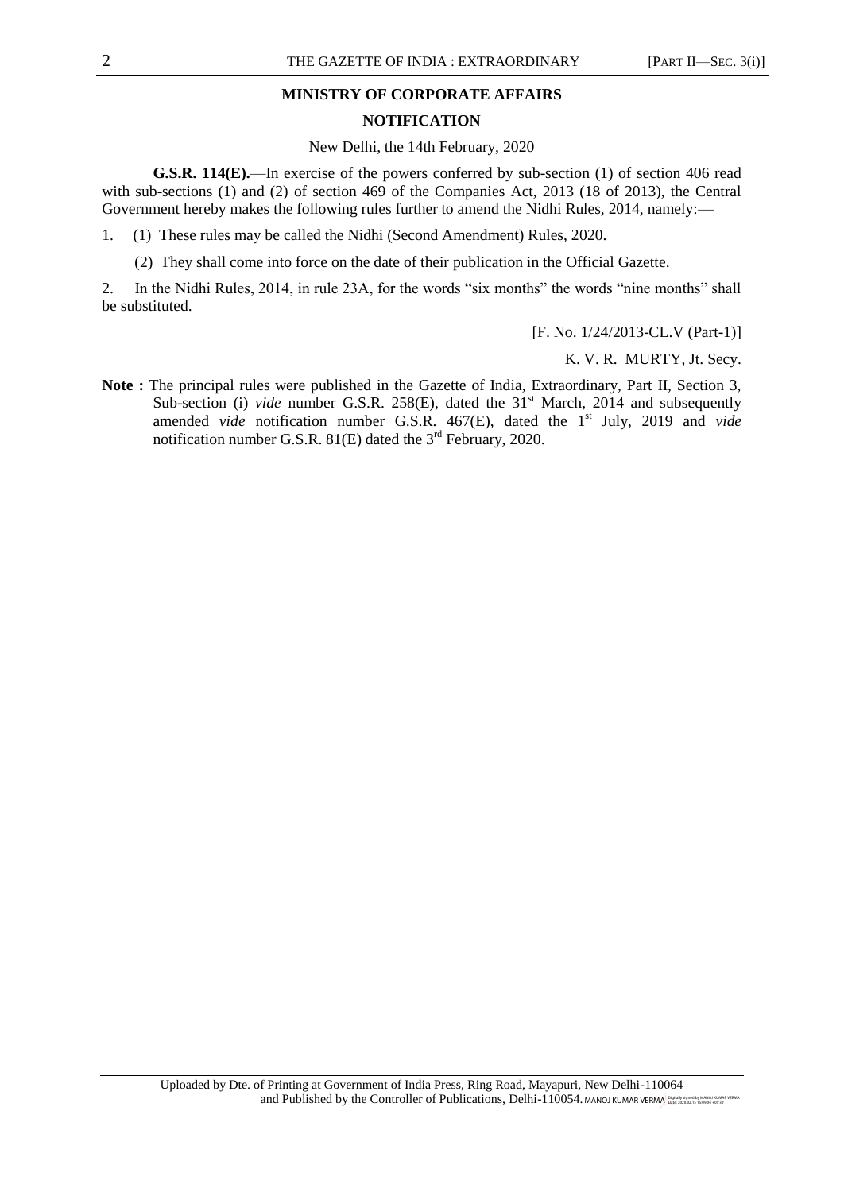## MINISTRY OF CORPORATE AFFAIRS

### NOTIFICATION

New Delhi, the 14th February, 2020

**G.S.R. 114(E).**—In exercise of the powers conferred by sub-section (1) of section 406 read with sub-sections (1) and (2) of section 469 of the Companies Act, 2013 (18 of 2013), the Central Government hereby makes the following rules further to amend the Nidhi Rules, 2014, namely:—

1. (1) These rules may be called the Nidhi (Second Amendment) Rules, 2020.

   (2) They shall come into force on the date of their publication in the Official Gazette.

2. In the Nidhi Rules, 2014, in rule 23A, for the words "six months" the words "nine months" shall be substituted.

[F. No. 1/24/2013-CL.V (Part-1)]

K. V. R. MURTY, Jt. Secy.

**Note :** The principal rules were published in the Gazette of India, Extraordinary, Part II, Section 3, Sub-section (i) *vide* number G.S.R. 258(E), dated the 31st March, 2014 and subsequently amended *vide* notification number G.S.R. 467(E), dated the 1st July, 2019 and *vide* notification number G.S.R. 81(E) dated the 3rd February, 2020.

Uploaded by Dte. of Printing at Government of India Press, Ring Road, Mayapuri, New Delhi-110064 and Published by the Controller of Publications, Delhi-110054.